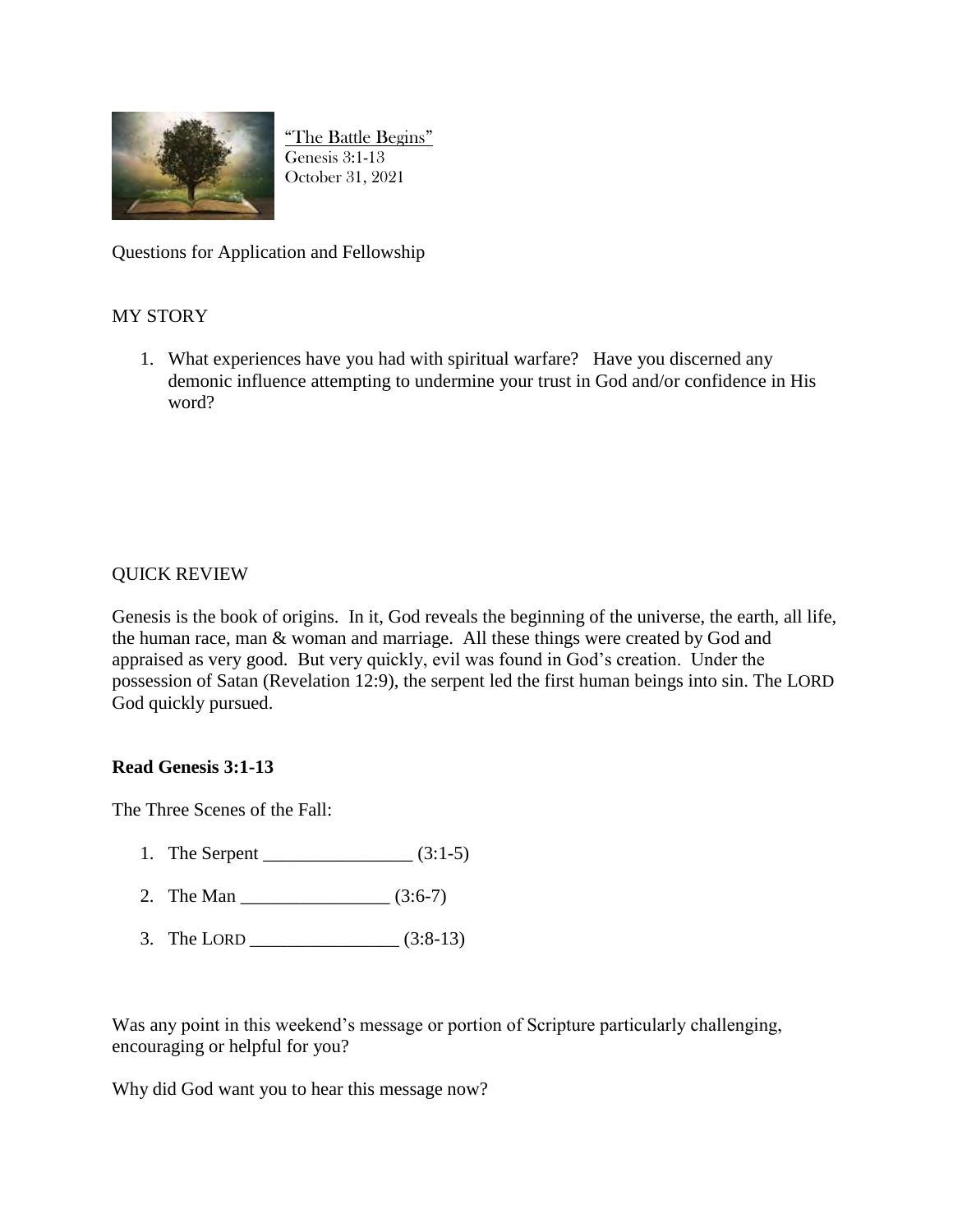"The Battle Begins"
Genesis 3:1-13
October 31, 2021

Questions for Application and Fellowship

MY STORY

1. What experiences have you had with spiritual warfare? Have you discerned any demonic influence attempting to undermine your trust in God and/or confidence in His word?

QUICK REVIEW

Genesis is the book of origins. In it, God reveals the beginning of the universe, the earth, all life, the human race, man & woman and marriage. All these things were created by God and appraised as very good. But very quickly, evil was found in God's creation. Under the possession of Satan (Revelation 12:9), the serpent led the first human beings into sin. The LORD God quickly pursued.

**Read Genesis 3:1-13**

The Three Scenes of the Fall:

1. The Serpent ________________ (3:1-5)
2. The Man ________________ (3:6-7)
3. The LORD ________________ (3:8-13)

Was any point in this weekend's message or portion of Scripture particularly challenging, encouraging or helpful for you?

Why did God want you to hear this message now?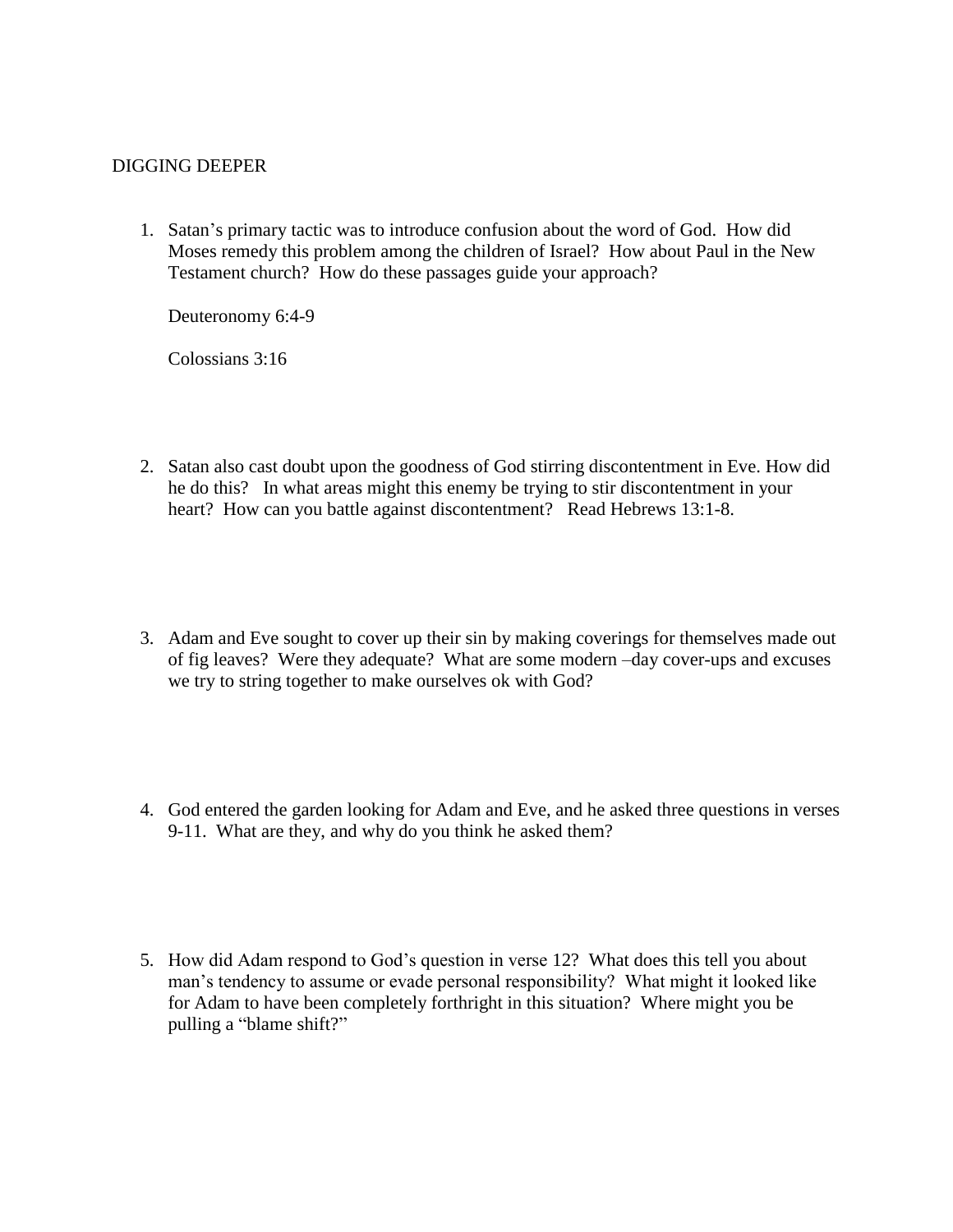DIGGING DEEPER

1. Satan's primary tactic was to introduce confusion about the word of God. How did Moses remedy this problem among the children of Israel? How about Paul in the New Testament church? How do these passages guide your approach?

   Deuteronomy 6:4-9

   Colossians 3:16

2. Satan also cast doubt upon the goodness of God stirring discontentment in Eve. How did he do this? In what areas might this enemy be trying to stir discontentment in your heart? How can you battle against discontentment? Read Hebrews 13:1-8.

3. Adam and Eve sought to cover up their sin by making coverings for themselves made out of fig leaves? Were they adequate? What are some modern –day cover-ups and excuses we try to string together to make ourselves ok with God?

4. God entered the garden looking for Adam and Eve, and he asked three questions in verses 9-11. What are they, and why do you think he asked them?

5. How did Adam respond to God's question in verse 12? What does this tell you about man's tendency to assume or evade personal responsibility? What might it looked like for Adam to have been completely forthright in this situation? Where might you be pulling a "blame shift?"